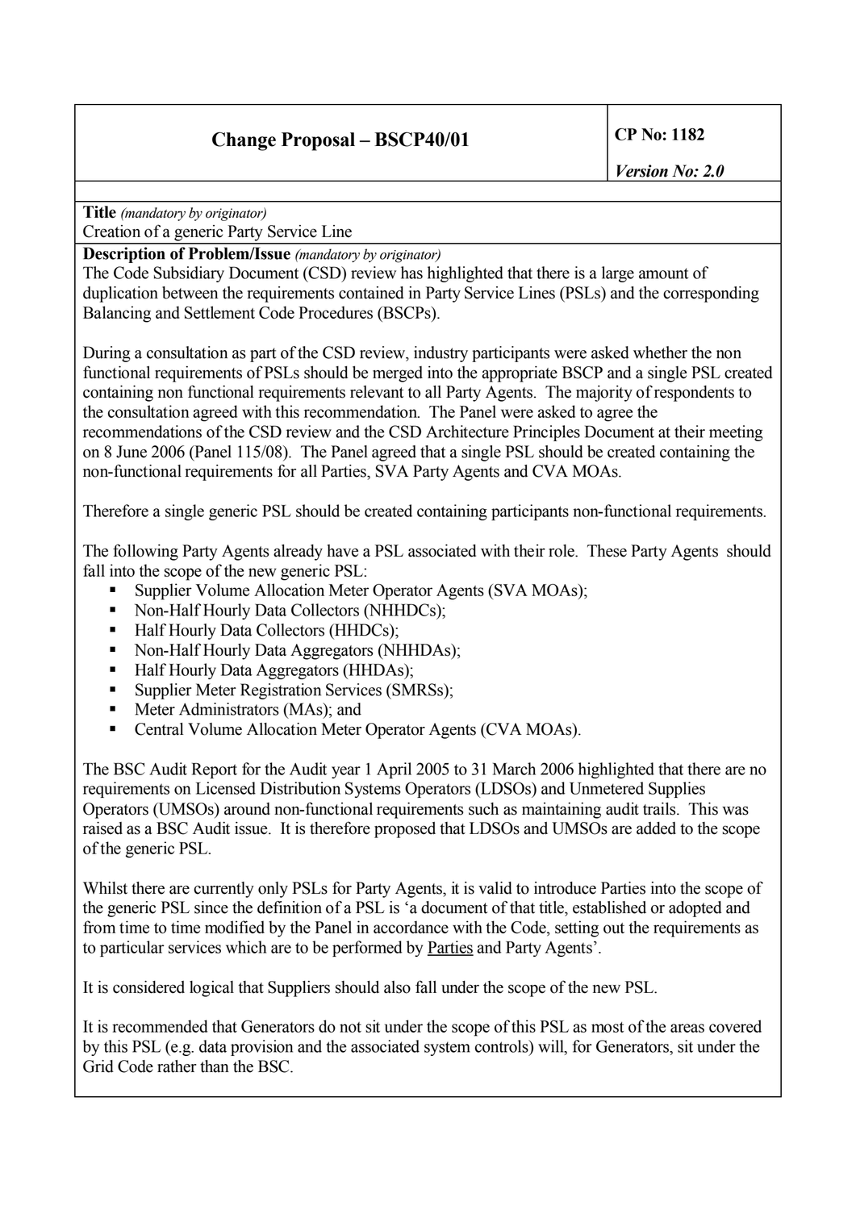| Change Proposal – BSCP40/01 | CP No: 1182<br>*Version No: 2.0* |
|---|---|

**Title** *(mandatory by originator)*

Creation of a generic Party Service Line

**Description of Problem/Issue** *(mandatory by originator)*

The Code Subsidiary Document (CSD) review has highlighted that there is a large amount of duplication between the requirements contained in Party Service Lines (PSLs) and the corresponding Balancing and Settlement Code Procedures (BSCPs).

During a consultation as part of the CSD review, industry participants were asked whether the non functional requirements of PSLs should be merged into the appropriate BSCP and a single PSL created containing non functional requirements relevant to all Party Agents. The majority of respondents to the consultation agreed with this recommendation. The Panel were asked to agree the recommendations of the CSD review and the CSD Architecture Principles Document at their meeting on 8 June 2006 (Panel 115/08). The Panel agreed that a single PSL should be created containing the non-functional requirements for all Parties, SVA Party Agents and CVA MOAs.

Therefore a single generic PSL should be created containing participants non-functional requirements.

The following Party Agents already have a PSL associated with their role. These Party Agents should fall into the scope of the new generic PSL:

- Supplier Volume Allocation Meter Operator Agents (SVA MOAs);
- Non-Half Hourly Data Collectors (NHHDCs);
- Half Hourly Data Collectors (HHDCs);
- Non-Half Hourly Data Aggregators (NHHDAs);
- Half Hourly Data Aggregators (HHDAs);
- Supplier Meter Registration Services (SMRSs);
- Meter Administrators (MAs); and
- Central Volume Allocation Meter Operator Agents (CVA MOAs).

The BSC Audit Report for the Audit year 1 April 2005 to 31 March 2006 highlighted that there are no requirements on Licensed Distribution Systems Operators (LDSOs) and Unmetered Supplies Operators (UMSOs) around non-functional requirements such as maintaining audit trails. This was raised as a BSC Audit issue. It is therefore proposed that LDSOs and UMSOs are added to the scope of the generic PSL.

Whilst there are currently only PSLs for Party Agents, it is valid to introduce Parties into the scope of the generic PSL since the definition of a PSL is 'a document of that title, established or adopted and from time to time modified by the Panel in accordance with the Code, setting out the requirements as to particular services which are to be performed by <u>Parties</u> and Party Agents'.

It is considered logical that Suppliers should also fall under the scope of the new PSL.

It is recommended that Generators do not sit under the scope of this PSL as most of the areas covered by this PSL (e.g. data provision and the associated system controls) will, for Generators, sit under the Grid Code rather than the BSC.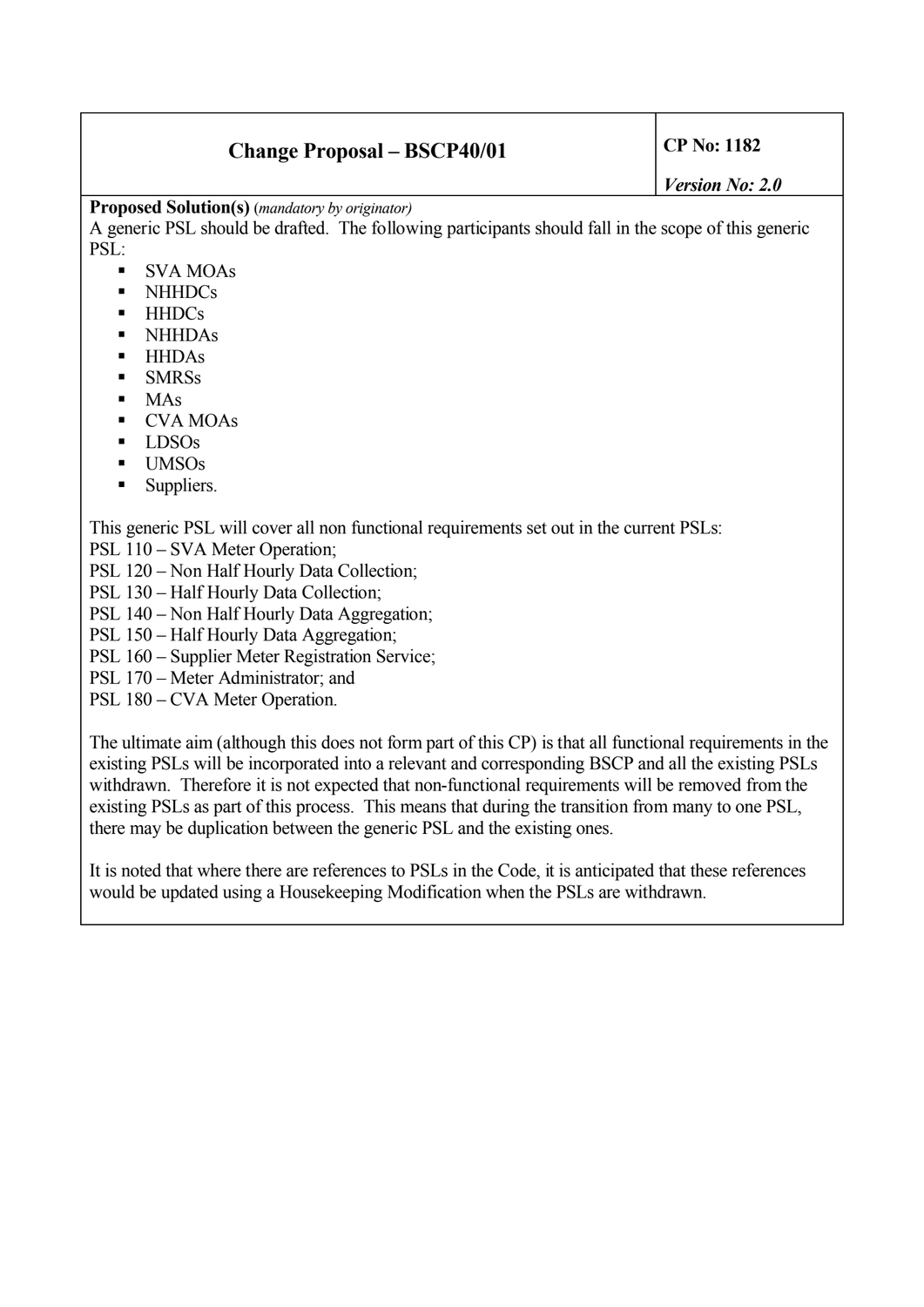| Change Proposal – BSCP40/01 | CP No: 1182 *Version No: 2.0* |
|---|---|

**Proposed Solution(s)** *(mandatory by originator)*

A generic PSL should be drafted. The following participants should fall in the scope of this generic PSL:

- SVA MOAs
- NHHDCs
- HHDCs
- NHHDAs
- HHDAs
- SMRSs
- MAs
- CVA MOAs
- LDSOs
- UMSOs
- Suppliers.

This generic PSL will cover all non functional requirements set out in the current PSLs:
PSL 110 – SVA Meter Operation;
PSL 120 – Non Half Hourly Data Collection;
PSL 130 – Half Hourly Data Collection;
PSL 140 – Non Half Hourly Data Aggregation;
PSL 150 – Half Hourly Data Aggregation;
PSL 160 – Supplier Meter Registration Service;
PSL 170 – Meter Administrator; and
PSL 180 – CVA Meter Operation.

The ultimate aim (although this does not form part of this CP) is that all functional requirements in the existing PSLs will be incorporated into a relevant and corresponding BSCP and all the existing PSLs withdrawn. Therefore it is not expected that non-functional requirements will be removed from the existing PSLs as part of this process. This means that during the transition from many to one PSL, there may be duplication between the generic PSL and the existing ones.

It is noted that where there are references to PSLs in the Code, it is anticipated that these references would be updated using a Housekeeping Modification when the PSLs are withdrawn.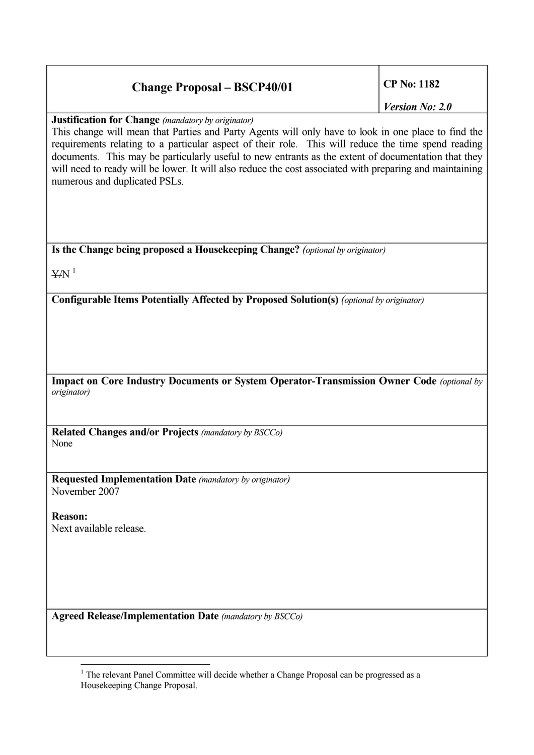| Change Proposal – BSCP40/01 | CP No: 1182<br>*Version No: 2.0* |
|---|---|

**Justification for Change** *(mandatory by originator)*

This change will mean that Parties and Party Agents will only have to look in one place to find the requirements relating to a particular aspect of their role. This will reduce the time spend reading documents. This may be particularly useful to new entrants as the extent of documentation that they will need to ready will be lower. It will also reduce the cost associated with preparing and maintaining numerous and duplicated PSLs.

**Is the Change being proposed a Housekeeping Change?** *(optional by originator)*

~~Y/~~N [1]

**Configurable Items Potentially Affected by Proposed Solution(s)** *(optional by originator)*

**Impact on Core Industry Documents or System Operator-Transmission Owner Code** *(optional by originator)*

**Related Changes and/or Projects** *(mandatory by BSCCo)*

None

**Requested Implementation Date** *(mandatory by originator)*

November 2007

**Reason:**

Next available release.

**Agreed Release/Implementation Date** *(mandatory by BSCCo)*

[1] The relevant Panel Committee will decide whether a Change Proposal can be progressed as a Housekeeping Change Proposal.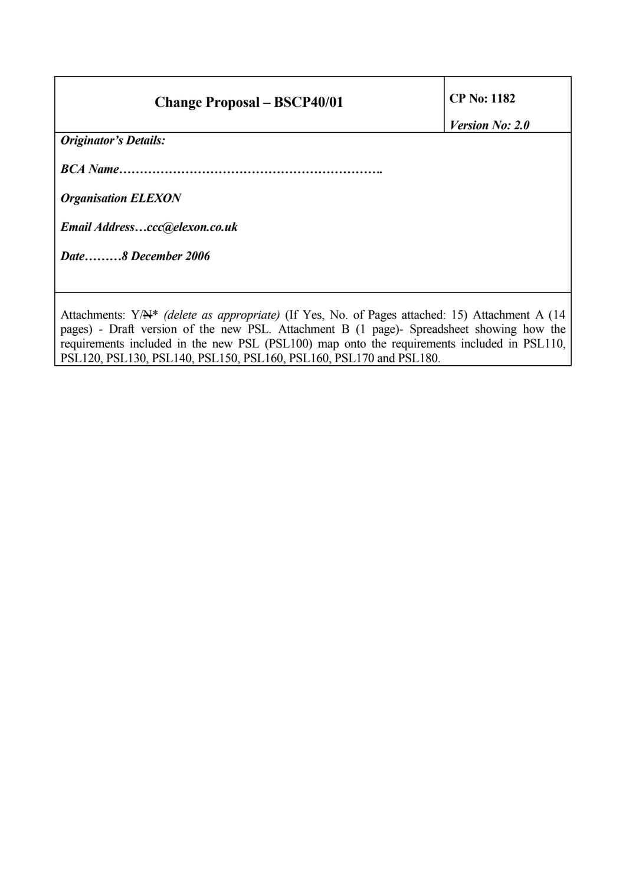| Change Proposal – BSCP40/01 | CP No: 1182<br>*Version No: 2.0* |
| --- | --- |
| ***Originator's Details:***<br><br>***BCA Name……………………………………………………….***<br><br>***Organisation ELEXON***<br><br>***Email Address…ccc@elexon.co.uk***<br><br>***Date………8 December 2006*** | |
| Attachments: Y/~~N~~* *(delete as appropriate)* (If Yes, No. of Pages attached: 15) Attachment A (14 pages) - Draft version of the new PSL. Attachment B (1 page)- Spreadsheet showing how the requirements included in the new PSL (PSL100) map onto the requirements included in PSL110, PSL120, PSL130, PSL140, PSL150, PSL160, PSL160, PSL170 and PSL180. | |